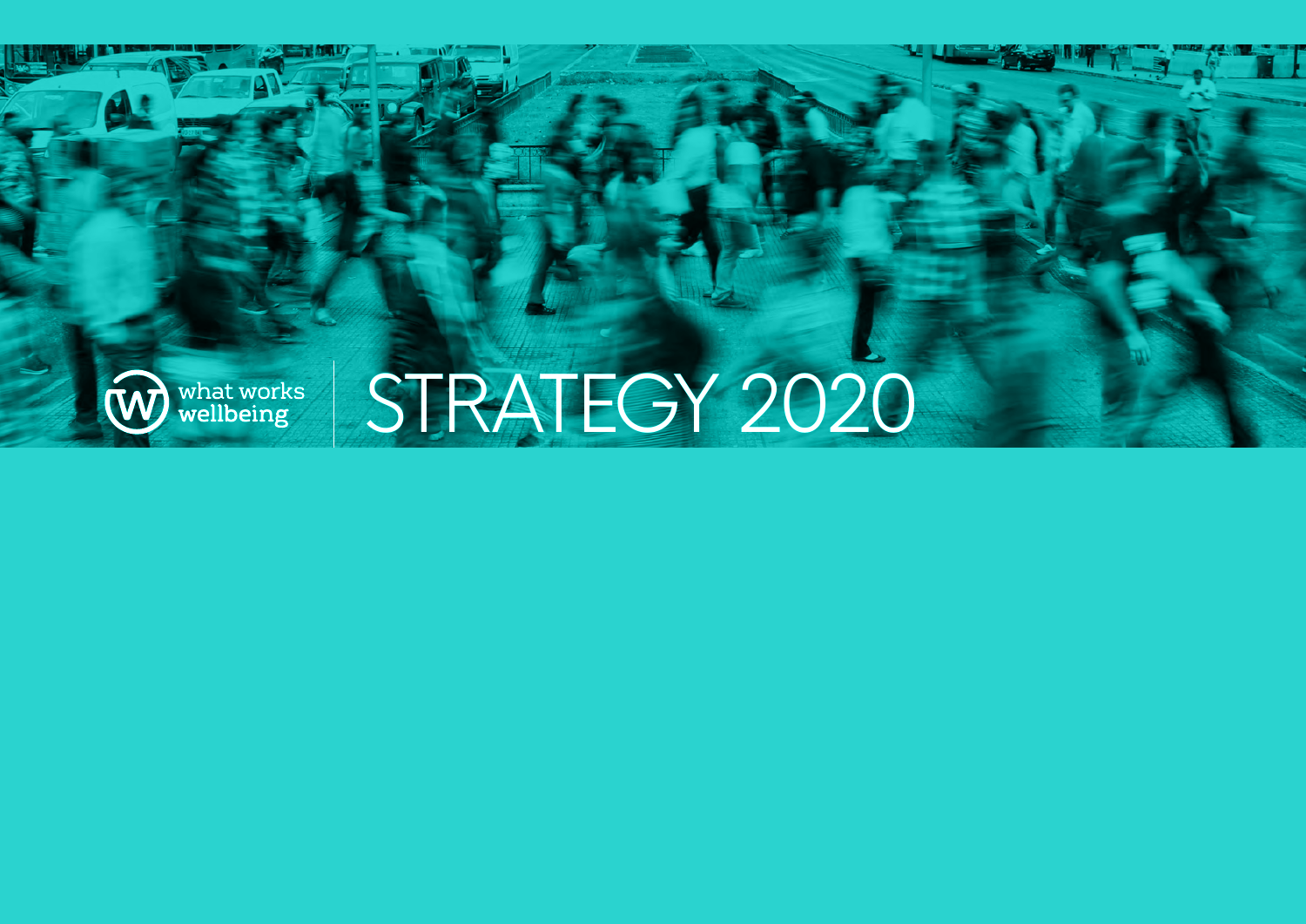what works wellbeing

# STRATEGY 2020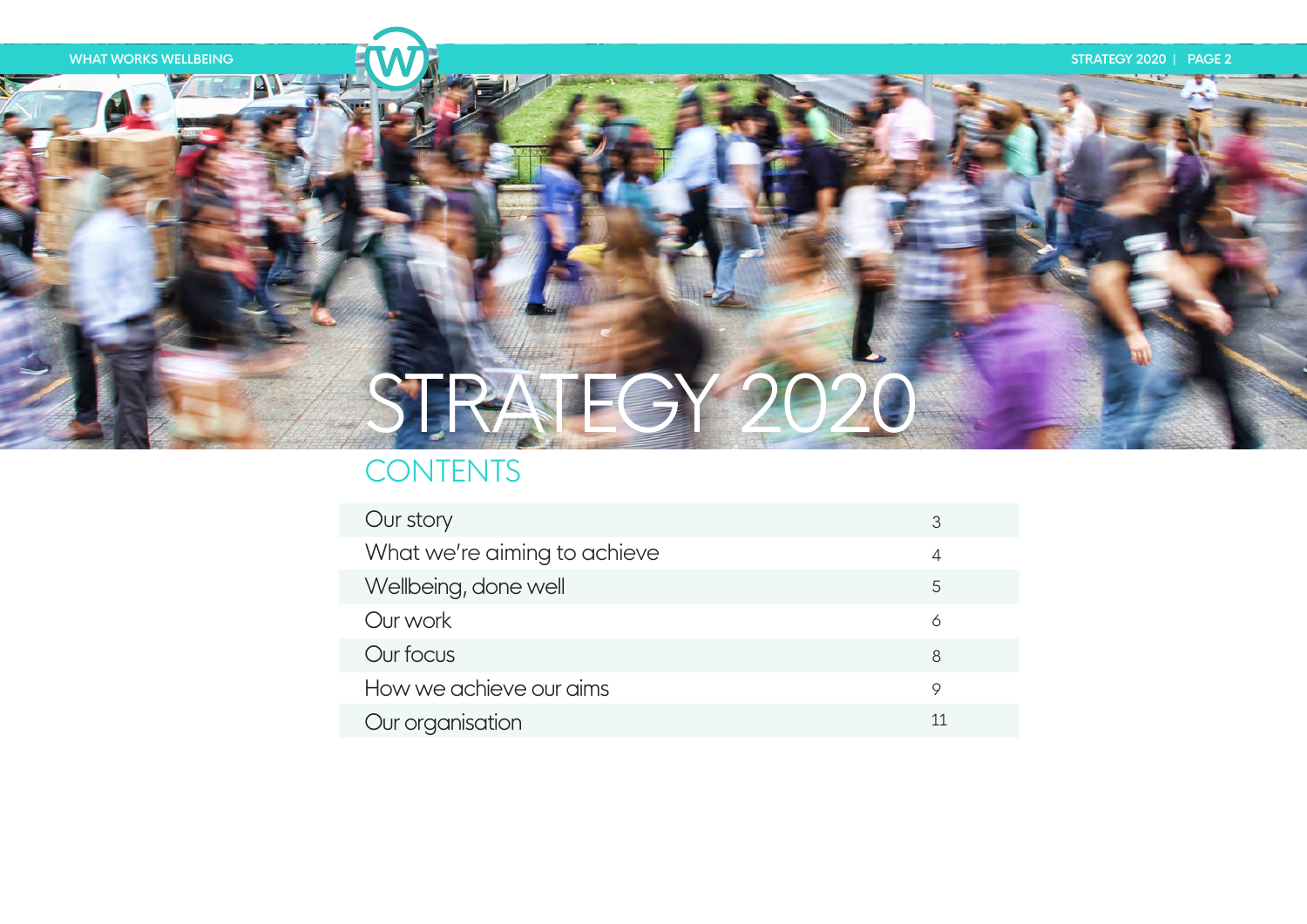# STRATEGY 2020

## CONTENTS

| | |
|---|---|
| Our story | 3 |
| What we're aiming to achieve | 4 |
| Wellbeing, done well | 5 |
| Our work | 6 |
| Our focus | 8 |
| How we achieve our aims | 9 |
| Our organisation | 11 |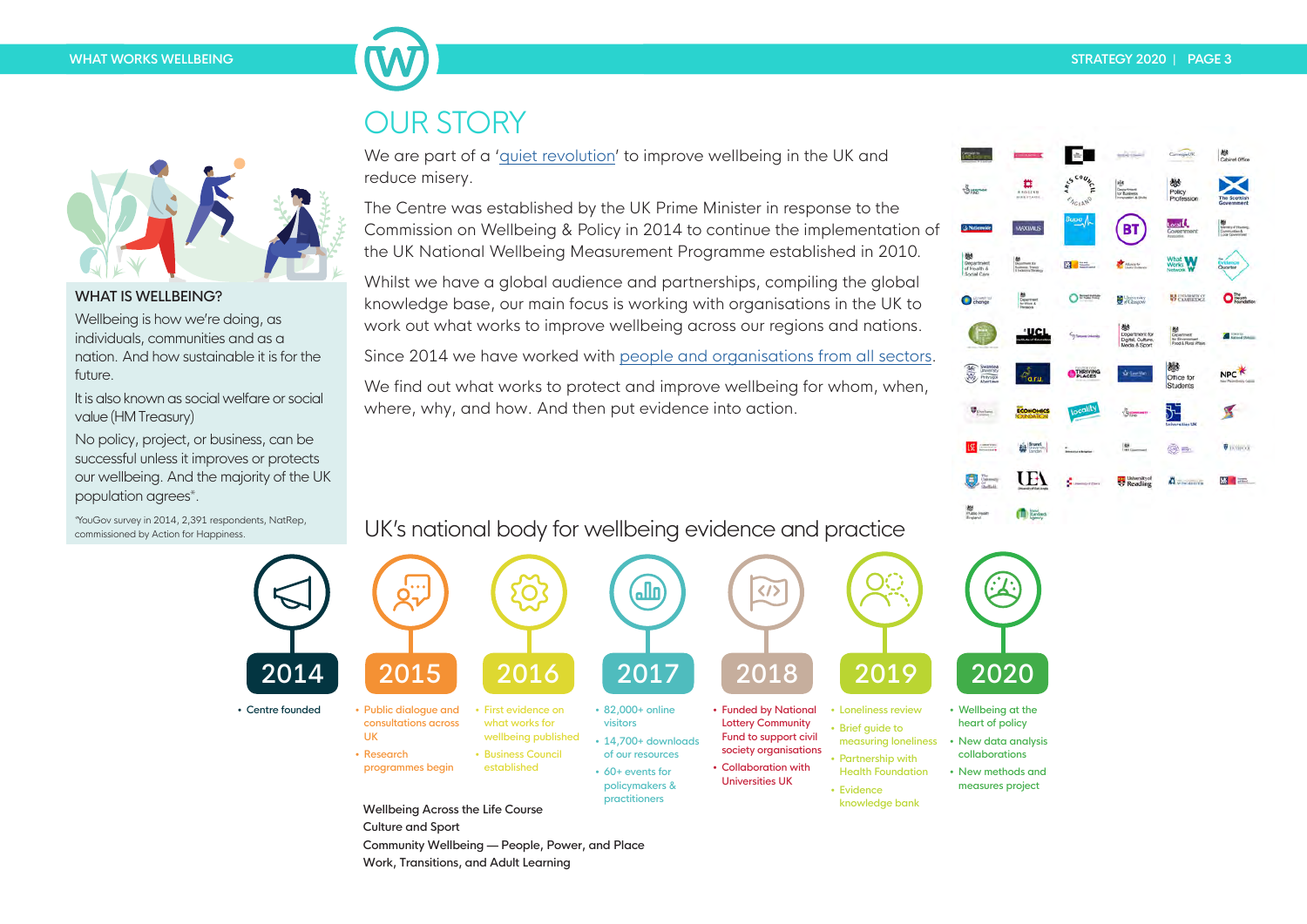# OUR STORY

We are part of a 'quiet revolution' to improve wellbeing in the UK and reduce misery.

The Centre was established by the UK Prime Minister in response to the Commission on Wellbeing & Policy in 2014 to continue the implementation of the UK National Wellbeing Measurement Programme established in 2010.

Whilst we have a global audience and partnerships, compiling the global knowledge base, our main focus is working with organisations in the UK to work out what works to improve wellbeing across our regions and nations.

Since 2014 we have worked with people and organisations from all sectors.

We find out what works to protect and improve wellbeing for whom, when, where, why, and how. And then put evidence into action.

### WHAT IS WELLBEING?

Wellbeing is how we're doing, as individuals, communities and as a nation. And how sustainable it is for the future.

It is also known as social welfare or social value (HM Treasury)

No policy, project, or business, can be successful unless it improves or protects our wellbeing. And the majority of the UK population agrees*.

*YouGov survey in 2014, 2,391 respondents, NatRep, commissioned by Action for Happiness.

## UK's national body for wellbeing evidence and practice

**2014**
- Centre founded

**2015**
- Public dialogue and consultations across UK
- Research programmes begin

**2016**
- First evidence on what works for wellbeing published
- Business Council established

**2017**
- 82,000+ online visitors
- 14,700+ downloads of our resources
- 60+ events for policymakers & practitioners

**2018**
- Funded by National Lottery Community Fund to support civil society organisations
- Collaboration with Universities UK

**2019**
- Loneliness review
- Brief guide to measuring loneliness
- Partnership with Health Foundation
- Evidence knowledge bank

**2020**
- Wellbeing at the heart of policy
- New data analysis collaborations
- New methods and measures project

Wellbeing Across the Life Course
Culture and Sport
Community Wellbeing — People, Power, and Place
Work, Transitions, and Adult Learning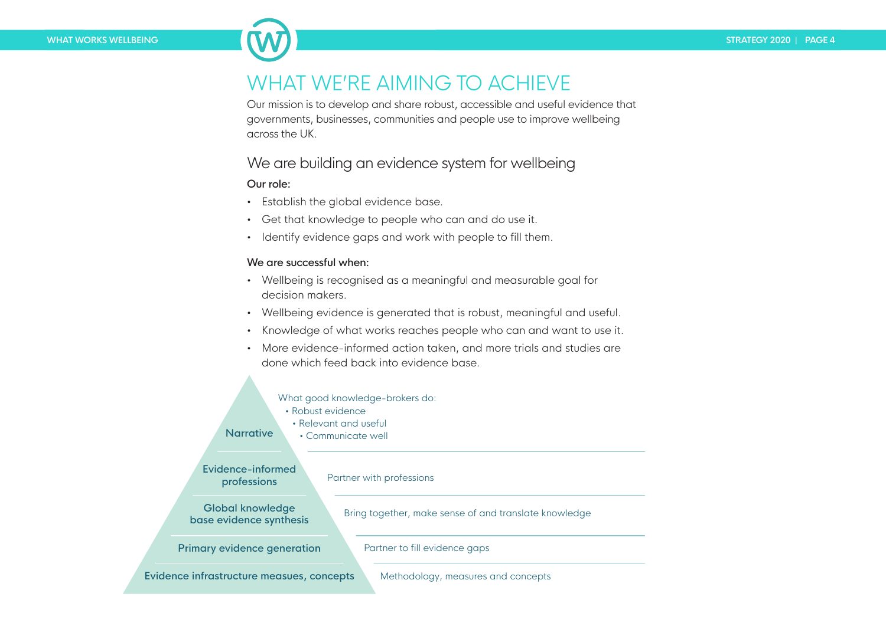# WHAT WE'RE AIMING TO ACHIEVE

Our mission is to develop and share robust, accessible and useful evidence that governments, businesses, communities and people use to improve wellbeing across the UK.

## We are building an evidence system for wellbeing

**Our role:**

- Establish the global evidence base.
- Get that knowledge to people who can and do use it.
- Identify evidence gaps and work with people to fill them.

**We are successful when:**

- Wellbeing is recognised as a meaningful and measurable goal for decision makers.
- Wellbeing evidence is generated that is robust, meaningful and useful.
- Knowledge of what works reaches people who can and want to use it.
- More evidence-informed action taken, and more trials and studies are done which feed back into evidence base.

| Level | Description |
| --- | --- |
| Narrative | What good knowledge-brokers do: • Robust evidence • Relevant and useful • Communicate well |
| Evidence-informed professions | Partner with professions |
| Global knowledge base evidence synthesis | Bring together, make sense of and translate knowledge |
| Primary evidence generation | Partner to fill evidence gaps |
| Evidence infrastructure measues, concepts | Methodology, measures and concepts |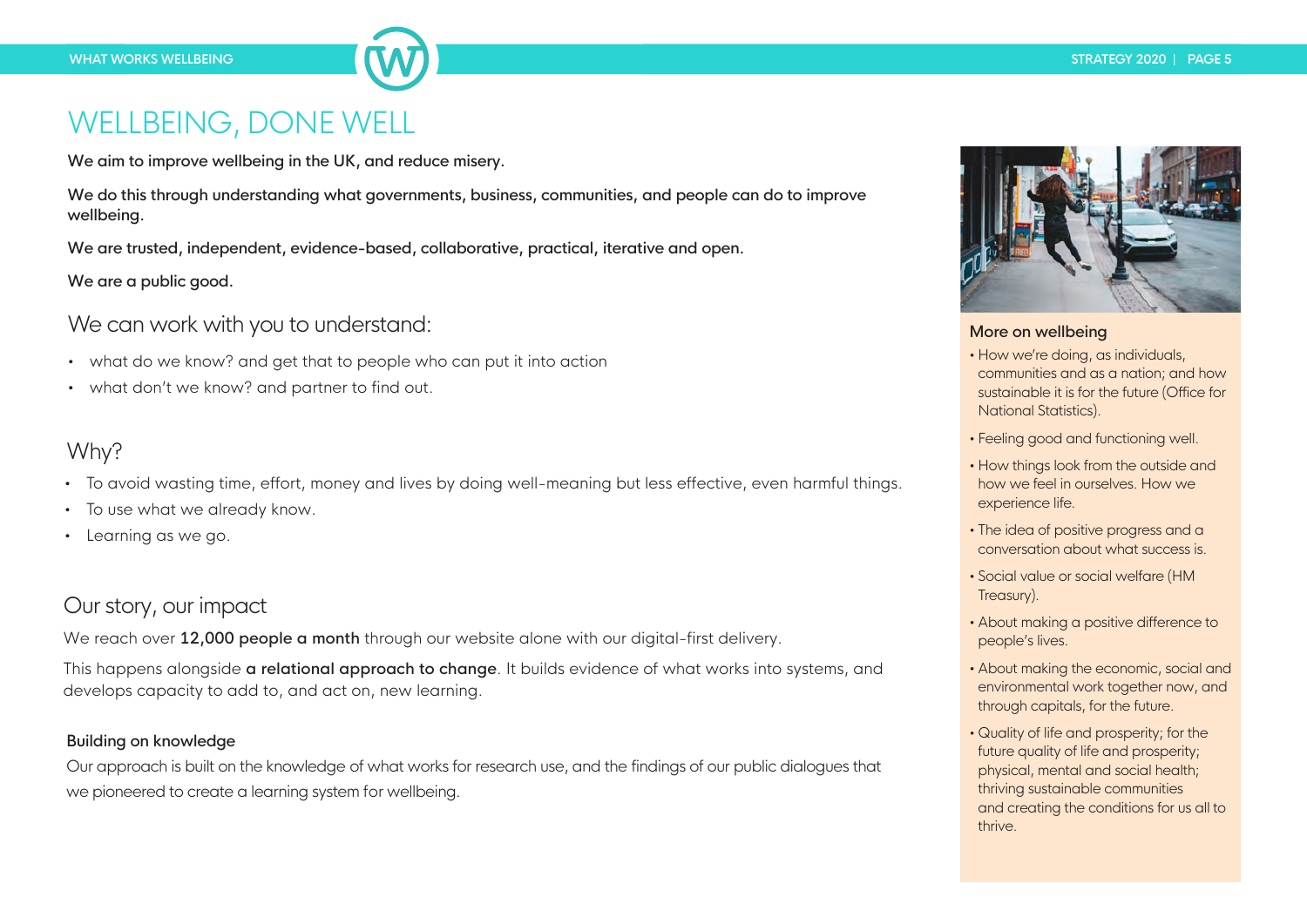# WELLBEING, DONE WELL

**We aim to improve wellbeing in the UK, and reduce misery.**

**We do this through understanding what governments, business, communities, and people can do to improve wellbeing.**

**We are trusted, independent, evidence-based, collaborative, practical, iterative and open.**

**We are a public good.**

## We can work with you to understand:

- what do we know? and get that to people who can put it into action
- what don't we know? and partner to find out.

## Why?

- To avoid wasting time, effort, money and lives by doing well-meaning but less effective, even harmful things.
- To use what we already know.
- Learning as we go.

## Our story, our impact

We reach over **12,000 people a month** through our website alone with our digital-first delivery.

This happens alongside **a relational approach to change**. It builds evidence of what works into systems, and develops capacity to add to, and act on, new learning.

### Building on knowledge

Our approach is built on the knowledge of what works for research use, and the findings of our public dialogues that we pioneered to create a learning system for wellbeing.

### More on wellbeing

- How we're doing, as individuals, communities and as a nation; and how sustainable it is for the future (Office for National Statistics).
- Feeling good and functioning well.
- How things look from the outside and how we feel in ourselves. How we experience life.
- The idea of positive progress and a conversation about what success is.
- Social value or social welfare (HM Treasury).
- About making a positive difference to people's lives.
- About making the economic, social and environmental work together now, and through capitals, for the future.
- Quality of life and prosperity; for the future quality of life and prosperity; physical, mental and social health; thriving sustainable communities and creating the conditions for us all to thrive.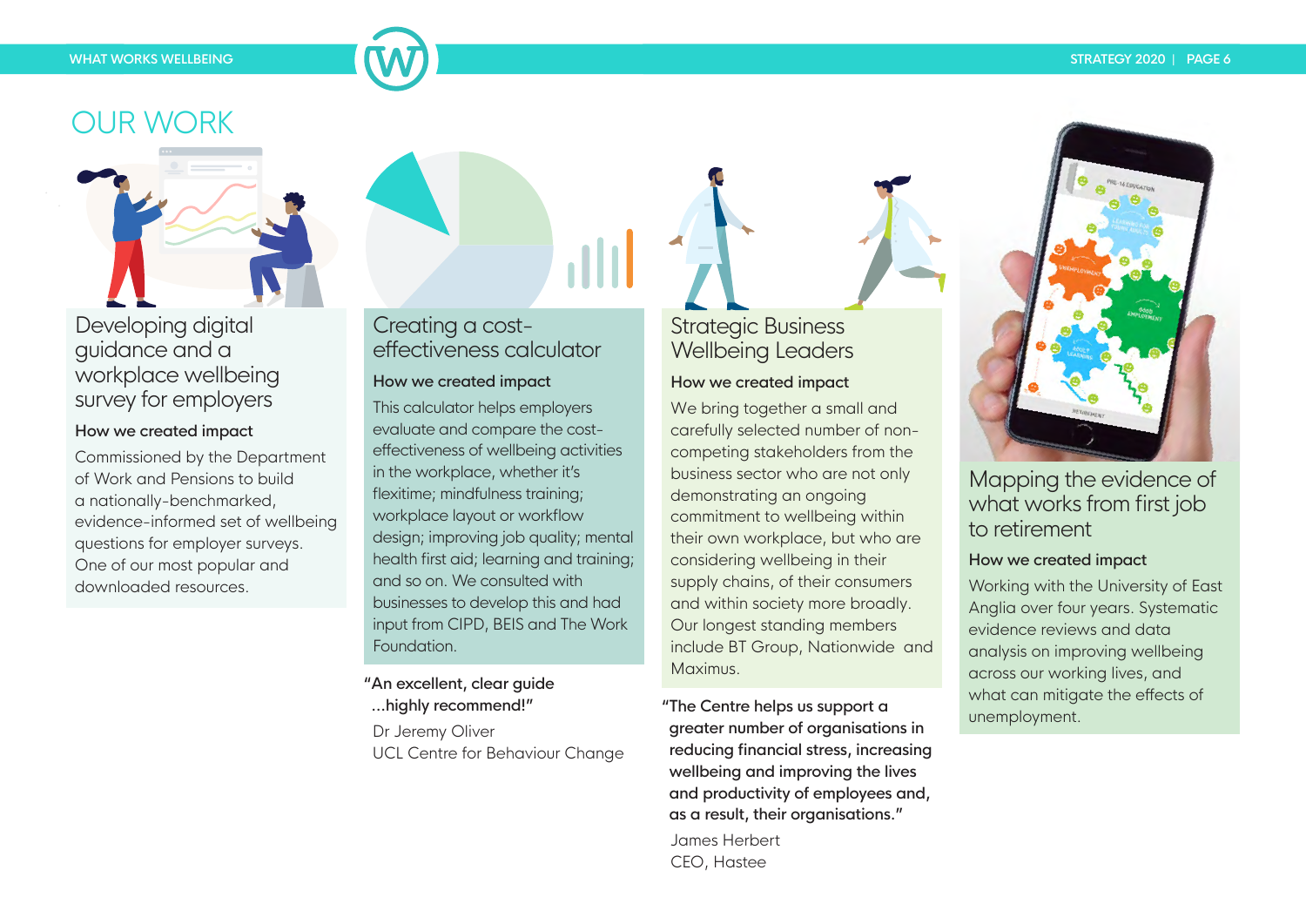# OUR WORK

## Developing digital guidance and a workplace wellbeing survey for employers

### How we created impact

Commissioned by the Department of Work and Pensions to build a nationally-benchmarked, evidence-informed set of wellbeing questions for employer surveys. One of our most popular and downloaded resources.

## Creating a cost-effectiveness calculator

### How we created impact

This calculator helps employers evaluate and compare the cost-effectiveness of wellbeing activities in the workplace, whether it's flexitime; mindfulness training; workplace layout or workflow design; improving job quality; mental health first aid; learning and training; and so on. We consulted with businesses to develop this and had input from CIPD, BEIS and The Work Foundation.

"An excellent, clear guide ...highly recommend!"

Dr Jeremy Oliver
UCL Centre for Behaviour Change

## Strategic Business Wellbeing Leaders

### How we created impact

We bring together a small and carefully selected number of non-competing stakeholders from the business sector who are not only demonstrating an ongoing commitment to wellbeing within their own workplace, but who are considering wellbeing in their supply chains, of their consumers and within society more broadly. Our longest standing members include BT Group, Nationwide and Maximus.

"The Centre helps us support a greater number of organisations in reducing financial stress, increasing wellbeing and improving the lives and productivity of employees and, as a result, their organisations."

James Herbert
CEO, Hastee

## Mapping the evidence of what works from first job to retirement

### How we created impact

Working with the University of East Anglia over four years. Systematic evidence reviews and data analysis on improving wellbeing across our working lives, and what can mitigate the effects of unemployment.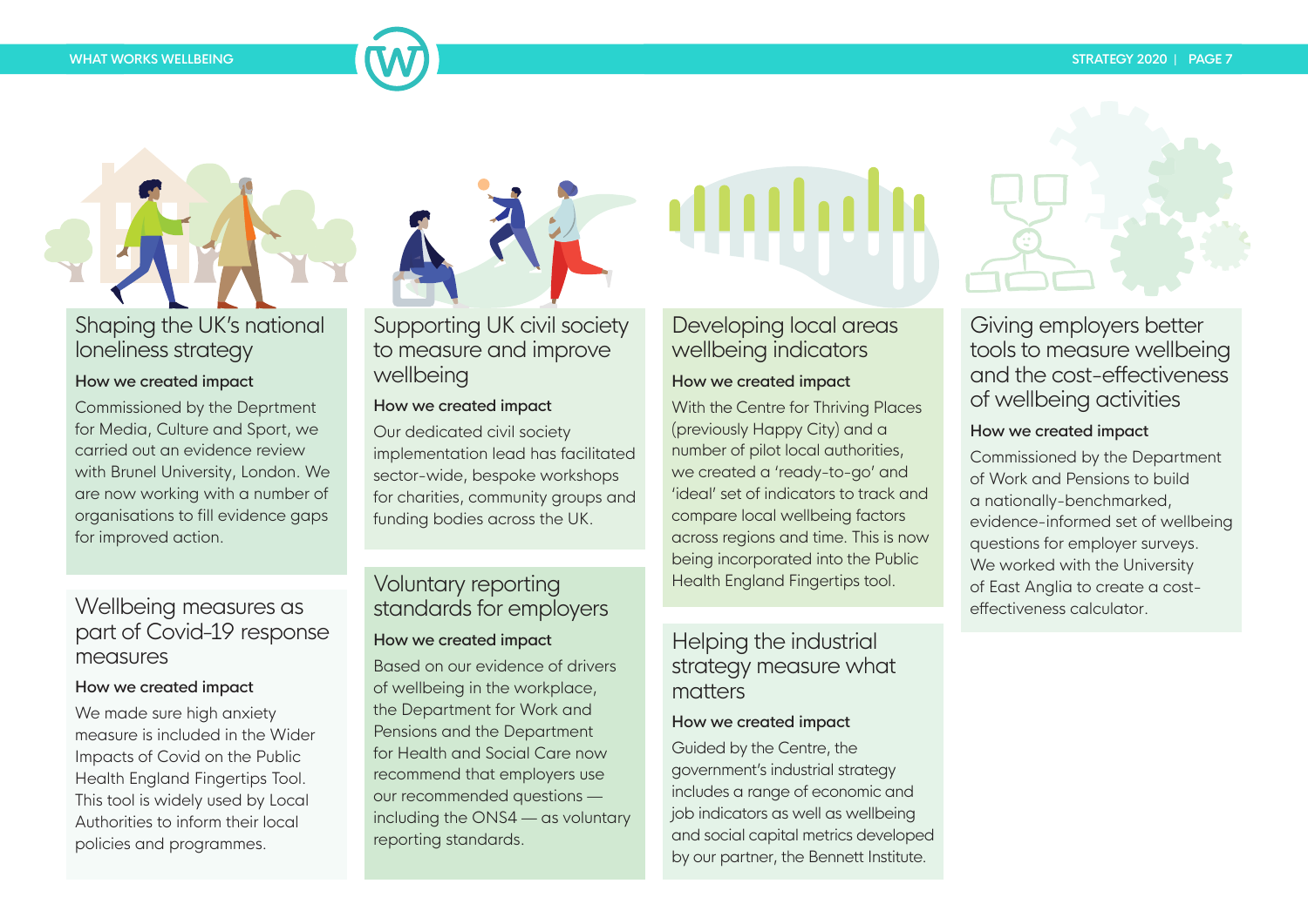## Shaping the UK's national loneliness strategy

**How we created impact**

Commissioned by the Deprtment for Media, Culture and Sport, we carried out an evidence review with Brunel University, London. We are now working with a number of organisations to fill evidence gaps for improved action.

## Wellbeing measures as part of Covid-19 response measures

**How we created impact**

We made sure high anxiety measure is included in the Wider Impacts of Covid on the Public Health England Fingertips Tool. This tool is widely used by Local Authorities to inform their local policies and programmes.

## Supporting UK civil society to measure and improve wellbeing

**How we created impact**

Our dedicated civil society implementation lead has facilitated sector-wide, bespoke workshops for charities, community groups and funding bodies across the UK.

## Voluntary reporting standards for employers

**How we created impact**

Based on our evidence of drivers of wellbeing in the workplace, the Department for Work and Pensions and the Department for Health and Social Care now recommend that employers use our recommended questions — including the ONS4 — as voluntary reporting standards.

## Developing local areas wellbeing indicators

**How we created impact**

With the Centre for Thriving Places (previously Happy City) and a number of pilot local authorities, we created a 'ready-to-go' and 'ideal' set of indicators to track and compare local wellbeing factors across regions and time. This is now being incorporated into the Public Health England Fingertips tool.

## Helping the industrial strategy measure what matters

**How we created impact**

Guided by the Centre, the government's industrial strategy includes a range of economic and job indicators as well as wellbeing and social capital metrics developed by our partner, the Bennett Institute.

## Giving employers better tools to measure wellbeing and the cost-effectiveness of wellbeing activities

**How we created impact**

Commissioned by the Department of Work and Pensions to build a nationally-benchmarked, evidence-informed set of wellbeing questions for employer surveys. We worked with the University of East Anglia to create a cost-effectiveness calculator.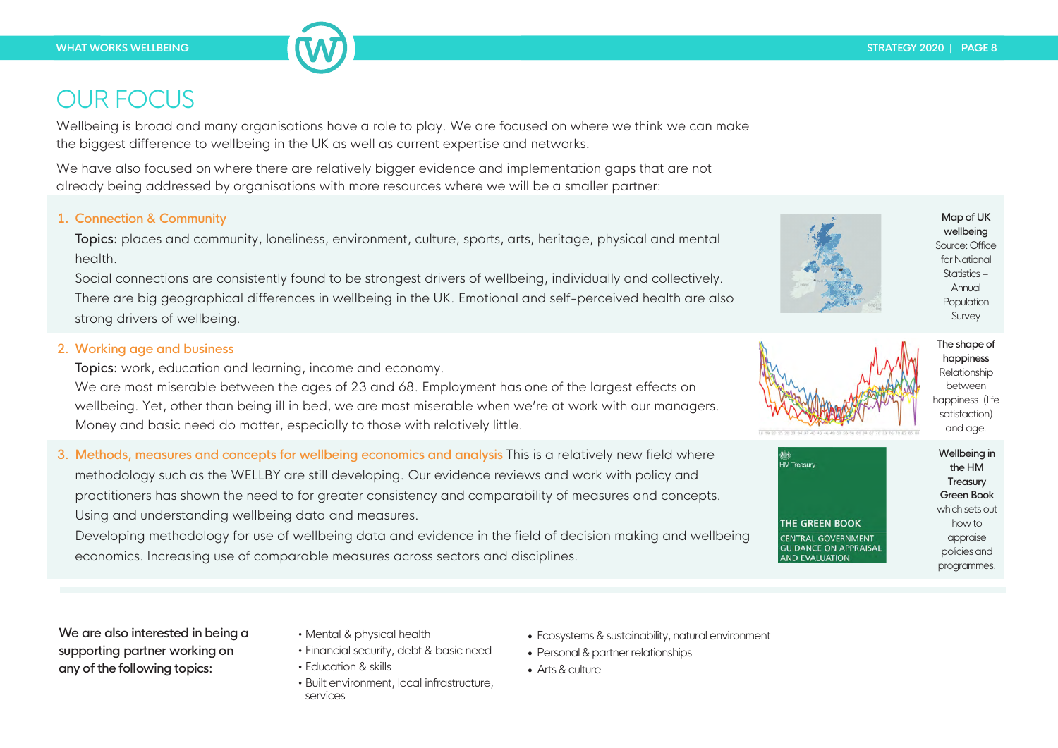# OUR FOCUS

Wellbeing is broad and many organisations have a role to play. We are focused on where we think we can make the biggest difference to wellbeing in the UK as well as current expertise and networks.

We have also focused on where there are relatively bigger evidence and implementation gaps that are not already being addressed by organisations with more resources where we will be a smaller partner:

1. **Connection & Community**

   **Topics:** places and community, loneliness, environment, culture, sports, arts, heritage, physical and mental health.

   Social connections are consistently found to be strongest drivers of wellbeing, individually and collectively. There are big geographical differences in wellbeing in the UK. Emotional and self-perceived health are also strong drivers of wellbeing.

**Map of UK wellbeing** Source: Office for National Statistics – Annual Population Survey

2. **Working age and business**

   **Topics:** work, education and learning, income and economy.

   We are most miserable between the ages of 23 and 68. Employment has one of the largest effects on wellbeing. Yet, other than being ill in bed, we are most miserable when we're at work with our managers. Money and basic need do matter, especially to those with relatively little.

**The shape of happiness** Relationship between happiness (life satisfaction) and age.

3. **Methods, measures and concepts for wellbeing economics and analysis** This is a relatively new field where methodology such as the WELLBY are still developing. Our evidence reviews and work with policy and practitioners has shown the need to for greater consistency and comparability of measures and concepts. Using and understanding wellbeing data and measures.

   Developing methodology for use of wellbeing data and evidence in the field of decision making and wellbeing economics. Increasing use of comparable measures across sectors and disciplines.

**Wellbeing in the HM Treasury Green Book** which sets out how to appraise policies and programmes.

**We are also interested in being a supporting partner working on any of the following topics:**

- Mental & physical health
- Financial security, debt & basic need
- Education & skills
- Built environment, local infrastructure, services
- Ecosystems & sustainability, natural environment
- Personal & partner relationships
- Arts & culture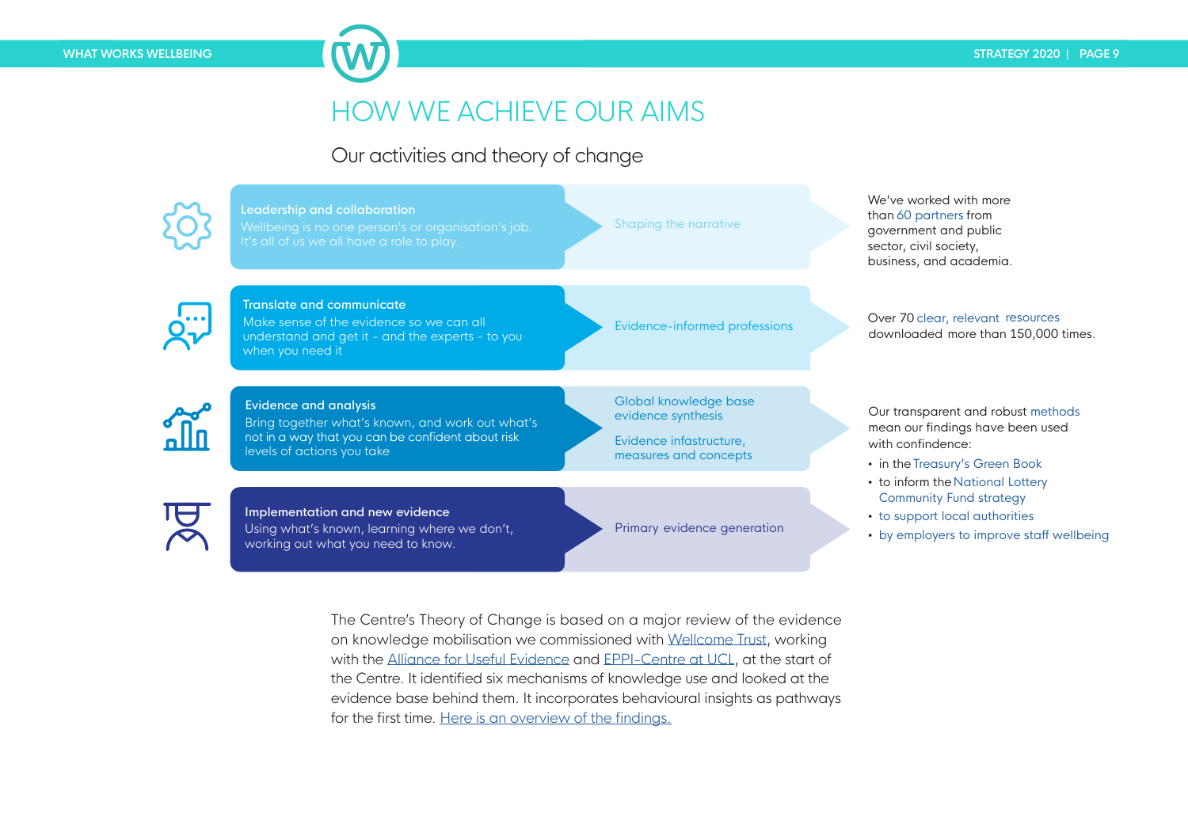# HOW WE ACHIEVE OUR AIMS

## Our activities and theory of change

| Activity | Outcome | Impact |
|---|---|---|
| **Leadership and collaboration**<br>Wellbeing is no one person's or organisation's job. It's all of us we all have a role to play. | Shaping the narrative | We've worked with more than 60 partners from government and public sector, civil society, business, and academia. |
| **Translate and communicate**<br>Make sense of the evidence so we can all understand and get it - and the experts - to you when you need it | Evidence-informed professions | Over 70 clear, relevant resources downloaded more than 150,000 times. |
| **Evidence and analysis**<br>Bring together what's known, and work out what's not in a way that you can be confident about risk levels of actions you take | Global knowledge base evidence synthesis<br><br>Evidence infastructure, measures and concepts | Our transparent and robust methods mean our findings have been used with confindence:<br>• in the Treasury's Green Book<br>• to inform the National Lottery Community Fund strategy<br>• to support local authorities<br>• by employers to improve staff wellbeing |
| **Implementation and new evidence**<br>Using what's known, learning where we don't, working out what you need to know. | Primary evidence generation | |

The Centre's Theory of Change is based on a major review of the evidence on knowledge mobilisation we commissioned with Wellcome Trust, working with the Alliance for Useful Evidence and EPPI-Centre at UCL, at the start of the Centre. It identified six mechanisms of knowledge use and looked at the evidence base behind them. It incorporates behavioural insights as pathways for the first time. Here is an overview of the findings.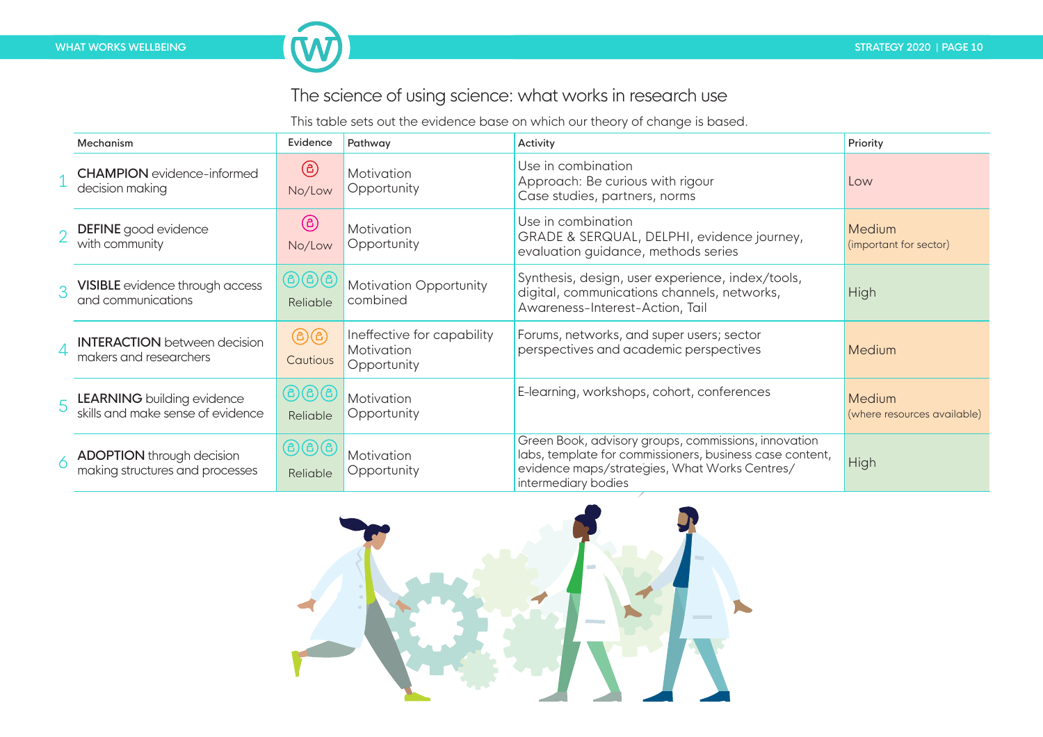## The science of using science: what works in research use

This table sets out the evidence base on which our theory of change is based.

| | Mechanism | Evidence | Pathway | Activity | Priority |
|---|---|---|---|---|---|
| 1 | **CHAMPION** evidence-informed decision making | No/Low | Motivation Opportunity | Use in combination Approach: Be curious with rigour Case studies, partners, norms | Low |
| 2 | **DEFINE** good evidence with community | No/Low | Motivation Opportunity | Use in combination GRADE & SERQUAL, DELPHI, evidence journey, evaluation guidance, methods series | Medium (important for sector) |
| 3 | **VISIBLE** evidence through access and communications | Reliable | Motivation Opportunity combined | Synthesis, design, user experience, index/tools, digital, communications channels, networks, Awareness-Interest-Action, Tail | High |
| 4 | **INTERACTION** between decision makers and researchers | Cautious | Ineffective for capability Motivation Opportunity | Forums, networks, and super users; sector perspectives and academic perspectives | Medium |
| 5 | **LEARNING** building evidence skills and make sense of evidence | Reliable | Motivation Opportunity | E-learning, workshops, cohort, conferences | Medium (where resources available) |
| 6 | **ADOPTION** through decision making structures and processes | Reliable | Motivation Opportunity | Green Book, advisory groups, commissions, innovation labs, template for commissioners, business case content, evidence maps/strategies, What Works Centres/ intermediary bodies | High |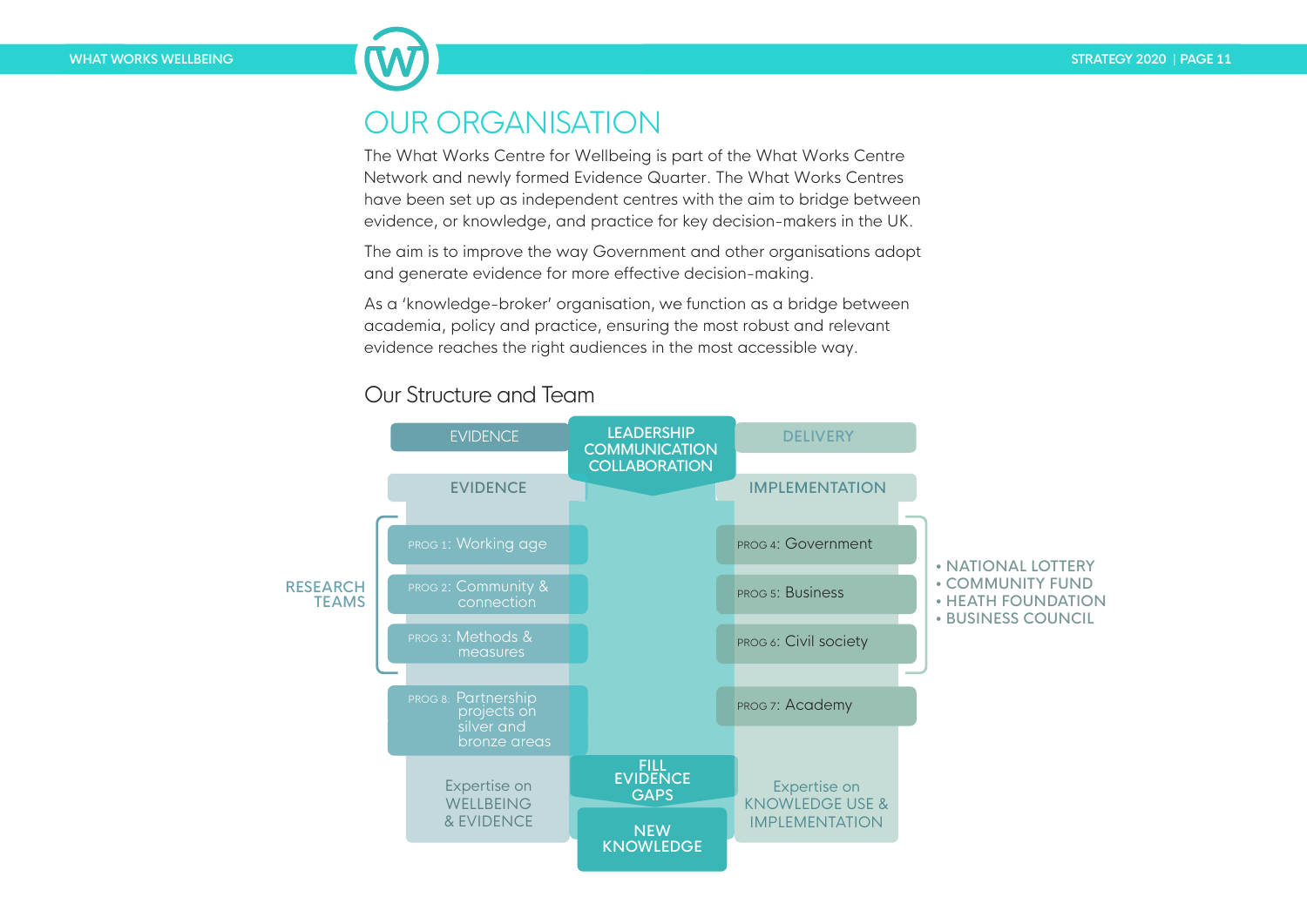# OUR ORGANISATION

The What Works Centre for Wellbeing is part of the What Works Centre Network and newly formed Evidence Quarter. The What Works Centres have been set up as independent centres with the aim to bridge between evidence, or knowledge, and practice for key decision-makers in the UK.

The aim is to improve the way Government and other organisations adopt and generate evidence for more effective decision-making.

As a 'knowledge-broker' organisation, we function as a bridge between academia, policy and practice, ensuring the most robust and relevant evidence reaches the right audiences in the most accessible way.

## Our Structure and Team

EVIDENCE | LEADERSHIP COMMUNICATION COLLABORATION | DELIVERY

**EVIDENCE**

RESEARCH TEAMS:

- PROG 1: Working age
- PROG 2: Community & connection
- PROG 3: Methods & measures

PROG 8: Partnership projects on silver and bronze areas

Expertise on WELLBEING & EVIDENCE

**IMPLEMENTATION**

- PROG 4: Government
- PROG 5: Business
- PROG 6: Civil society

PROG 7: Academy

- NATIONAL LOTTERY
- COMMUNITY FUND
- HEATH FOUNDATION
- BUSINESS COUNCIL

Expertise on KNOWLEDGE USE & IMPLEMENTATION

FILL EVIDENCE GAPS

NEW KNOWLEDGE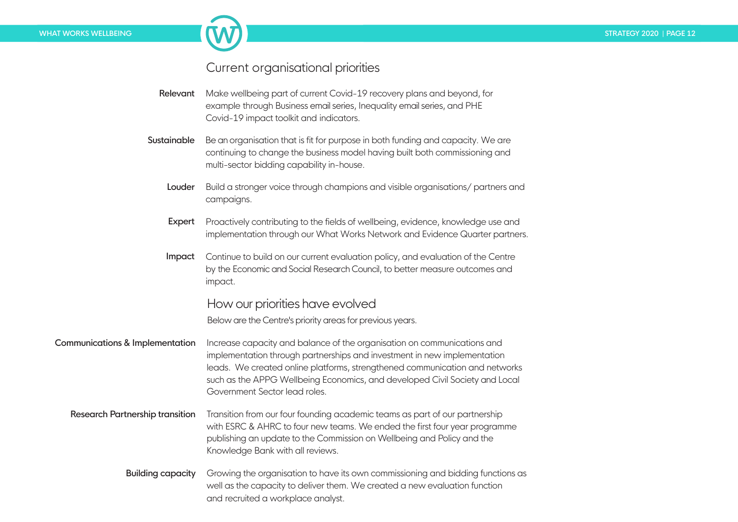## Current organisational priorities

**Relevant** Make wellbeing part of current Covid-19 recovery plans and beyond, for example through Business email series, Inequality email series, and PHE Covid-19 impact toolkit and indicators.

**Sustainable** Be an organisation that is fit for purpose in both funding and capacity. We are continuing to change the business model having built both commissioning and multi-sector bidding capability in-house.

**Louder** Build a stronger voice through champions and visible organisations/ partners and campaigns.

**Expert** Proactively contributing to the fields of wellbeing, evidence, knowledge use and implementation through our What Works Network and Evidence Quarter partners.

**Impact** Continue to build on our current evaluation policy, and evaluation of the Centre by the Economic and Social Research Council, to better measure outcomes and impact.

## How our priorities have evolved

Below are the Centre's priority areas for previous years.

**Communications & Implementation** Increase capacity and balance of the organisation on communications and implementation through partnerships and investment in new implementation leads. We created online platforms, strengthened communication and networks such as the APPG Wellbeing Economics, and developed Civil Society and Local Government Sector lead roles.

**Research Partnership transition** Transition from our four founding academic teams as part of our partnership with ESRC & AHRC to four new teams. We ended the first four year programme publishing an update to the Commission on Wellbeing and Policy and the Knowledge Bank with all reviews.

**Building capacity** Growing the organisation to have its own commissioning and bidding functions as well as the capacity to deliver them. We created a new evaluation function and recruited a workplace analyst.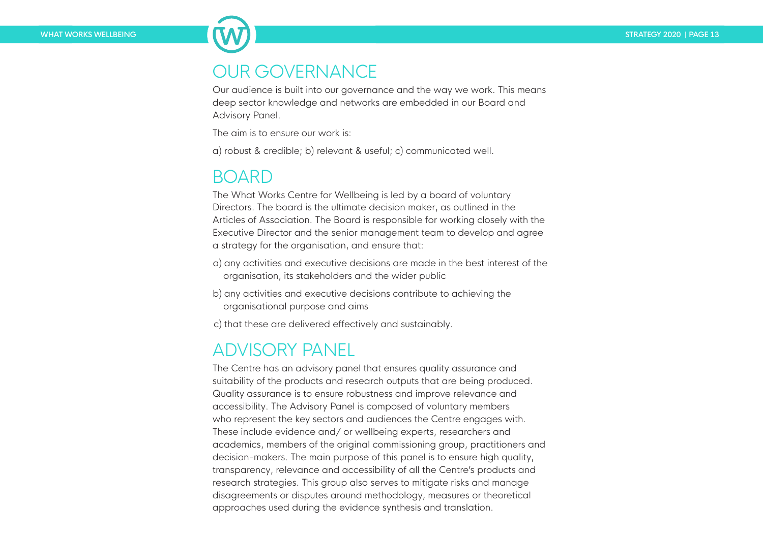# OUR GOVERNANCE

Our audience is built into our governance and the way we work. This means deep sector knowledge and networks are embedded in our Board and Advisory Panel.

The aim is to ensure our work is:

a) robust & credible; b) relevant & useful; c) communicated well.

# BOARD

The What Works Centre for Wellbeing is led by a board of voluntary Directors. The board is the ultimate decision maker, as outlined in the Articles of Association. The Board is responsible for working closely with the Executive Director and the senior management team to develop and agree a strategy for the organisation, and ensure that:

a) any activities and executive decisions are made in the best interest of the organisation, its stakeholders and the wider public

b) any activities and executive decisions contribute to achieving the organisational purpose and aims

c) that these are delivered effectively and sustainably.

# ADVISORY PANEL

The Centre has an advisory panel that ensures quality assurance and suitability of the products and research outputs that are being produced. Quality assurance is to ensure robustness and improve relevance and accessibility. The Advisory Panel is composed of voluntary members who represent the key sectors and audiences the Centre engages with. These include evidence and/ or wellbeing experts, researchers and academics, members of the original commissioning group, practitioners and decision-makers. The main purpose of this panel is to ensure high quality, transparency, relevance and accessibility of all the Centre's products and research strategies. This group also serves to mitigate risks and manage disagreements or disputes around methodology, measures or theoretical approaches used during the evidence synthesis and translation.